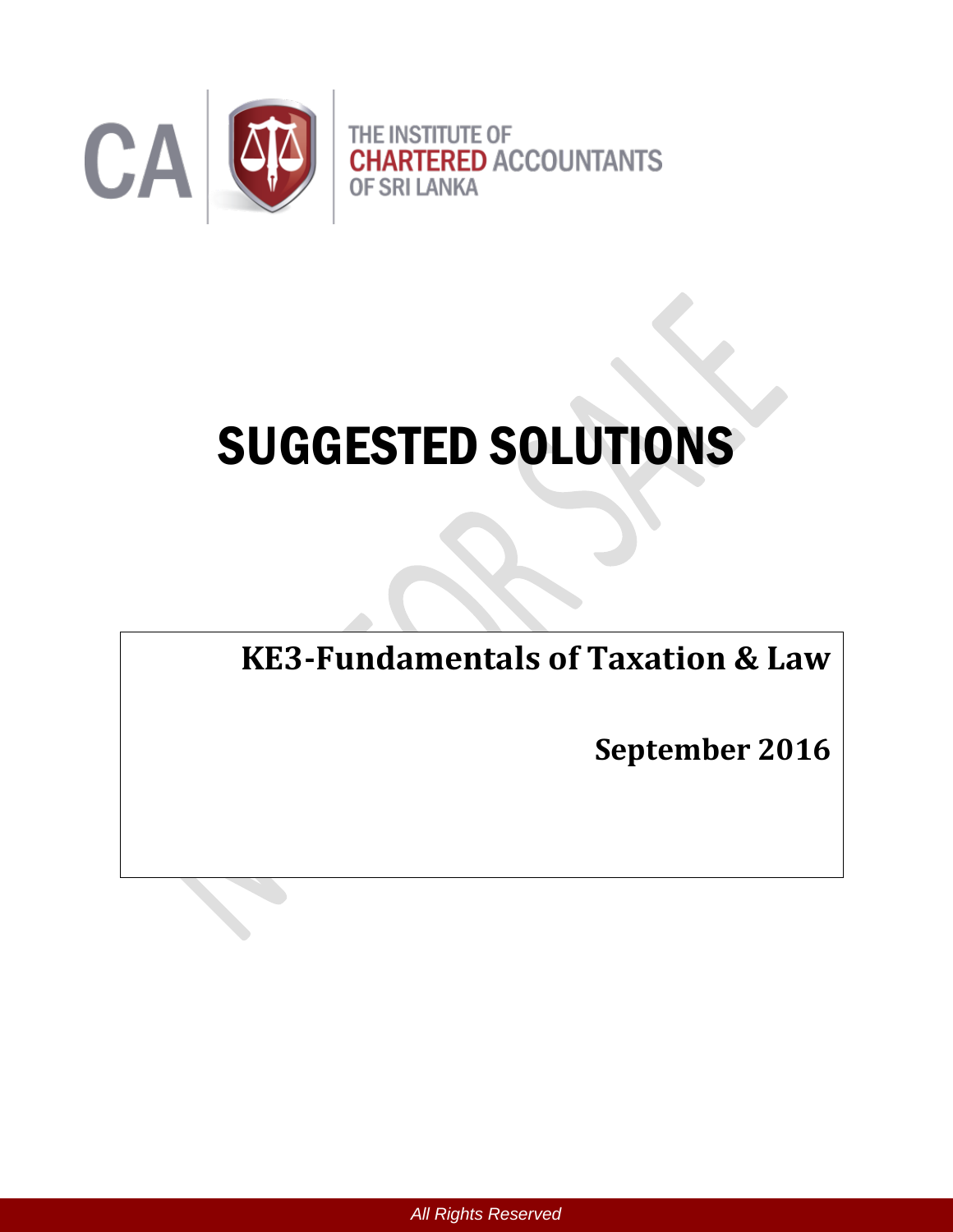THE INSTITUTE OF CHARTERED ACCOUNTANTS OF SRI LANKA

# SUGGESTED SOLUTIONS

## KE3-Fundamentals of Taxation & Law

**September 2016**

*All Rights Reserved*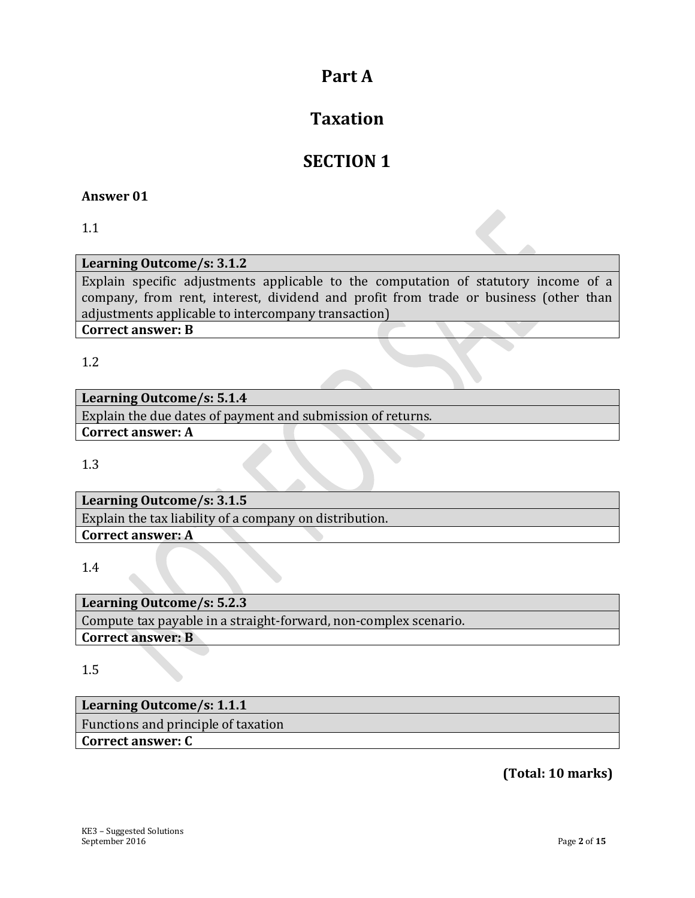# Part A

# Taxation

# SECTION 1

**Answer 01**

1.1

| **Learning Outcome/s: 3.1.2** |
| --- |
| Explain specific adjustments applicable to the computation of statutory income of a company, from rent, interest, dividend and profit from trade or business (other than adjustments applicable to intercompany transaction) |
| **Correct answer: B** |

1.2

| **Learning Outcome/s: 5.1.4** |
| --- |
| Explain the due dates of payment and submission of returns. |
| **Correct answer: A** |

1.3

| **Learning Outcome/s: 3.1.5** |
| --- |
| Explain the tax liability of a company on distribution. |
| **Correct answer: A** |

1.4

| **Learning Outcome/s: 5.2.3** |
| --- |
| Compute tax payable in a straight-forward, non-complex scenario. |
| **Correct answer: B** |

1.5

| **Learning Outcome/s: 1.1.1** |
| --- |
| Functions and principle of taxation |
| **Correct answer: C** |

**(Total: 10 marks)**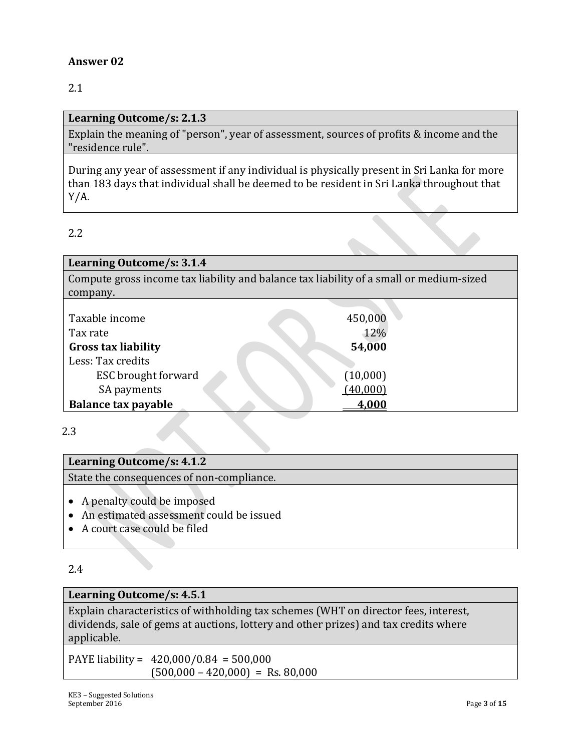## Answer 02

2.1

| **Learning Outcome/s: 2.1.3** |
|---|
| Explain the meaning of "person", year of assessment, sources of profits & income and the "residence rule". |
| During any year of assessment if any individual is physically present in Sri Lanka for more than 183 days that individual shall be deemed to be resident in Sri Lanka throughout that Y/A. |

2.2

**Learning Outcome/s: 3.1.4**

Compute gross income tax liability and balance tax liability of a small or medium-sized company.

| | |
|---|---|
| Taxable income | 450,000 |
| Tax rate | 12% |
| **Gross tax liability** | **54,000** |
| Less: Tax credits | |
| ESC brought forward | (10,000) |
| SA payments | (40,000) |
| **Balance tax payable** | **4,000** |

2.3

**Learning Outcome/s: 4.1.2**

State the consequences of non-compliance.

- A penalty could be imposed
- An estimated assessment could be issued
- A court case could be filed

2.4

**Learning Outcome/s: 4.5.1**

Explain characteristics of withholding tax schemes (WHT on director fees, interest, dividends, sale of gems at auctions, lottery and other prizes) and tax credits where applicable.

PAYE liability = 420,000/0.84 = 500,000
(500,000 – 420,000) = Rs. 80,000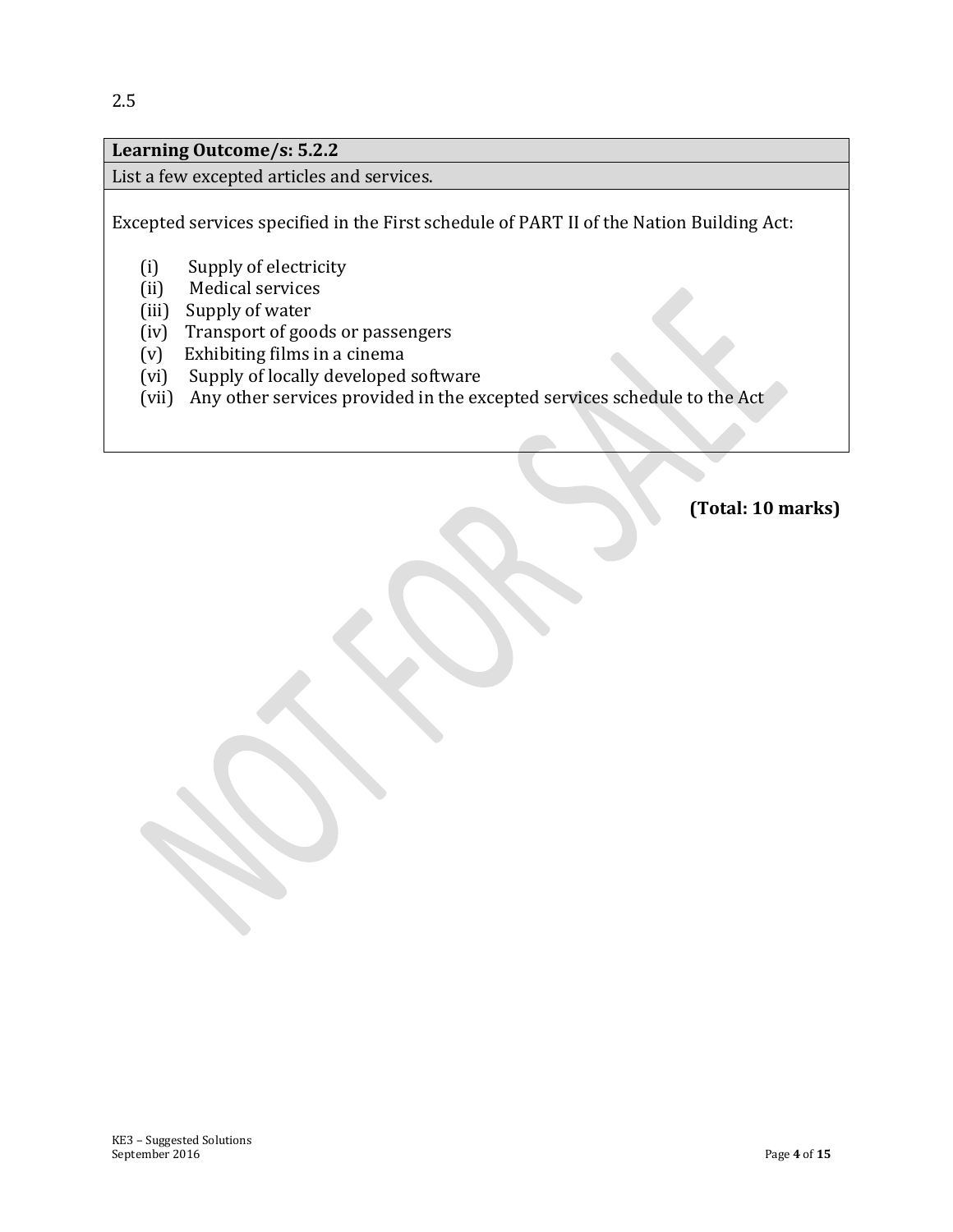2.5

| Learning Outcome/s: 5.2.2 |
|---|
| List a few excepted articles and services. |

Excepted services specified in the First schedule of PART II of the Nation Building Act:

(i) Supply of electricity
(ii) Medical services
(iii) Supply of water
(iv) Transport of goods or passengers
(v) Exhibiting films in a cinema
(vi) Supply of locally developed software
(vii) Any other services provided in the excepted services schedule to the Act

**(Total: 10 marks)**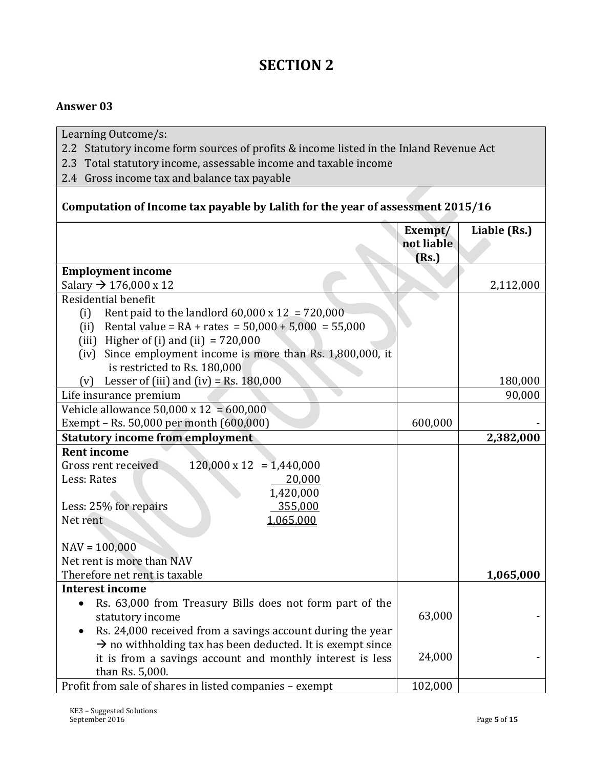# SECTION 2

## Answer 03

| Learning Outcome/s: |
|---|
| 2.2 Statutory income form sources of profits & income listed in the Inland Revenue Act |
| 2.3 Total statutory income, assessable income and taxable income |
| 2.4 Gross income tax and balance tax payable |

**Computation of Income tax payable by Lalith for the year of assessment 2015/16**

| | Exempt/ not liable (Rs.) | Liable (Rs.) |
|---|---|---|
| **Employment income**<br>Salary → 176,000 x 12 | | 2,112,000 |
| Residential benefit<br>(i) Rent paid to the landlord 60,000 x 12 = 720,000<br>(ii) Rental value = RA + rates = 50,000 + 5,000 = 55,000<br>(iii) Higher of (i) and (ii) = 720,000<br>(iv) Since employment income is more than Rs. 1,800,000, it is restricted to Rs. 180,000<br>(v) Lesser of (iii) and (iv) = Rs. 180,000 | | 180,000 |
| Life insurance premium | | 90,000 |
| Vehicle allowance 50,000 x 12 = 600,000<br>Exempt – Rs. 50,000 per month (600,000) | 600,000 | - |
| **Statutory income from employment** | | **2,382,000** |
| **Rent income**<br>Gross rent received 120,000 x 12 = 1,440,000<br>Less: Rates 20,000<br>1,420,000<br>Less: 25% for repairs 355,000<br>Net rent 1,065,000<br><br>NAV = 100,000<br>Net rent is more than NAV<br>Therefore net rent is taxable | | **1,065,000** |
| **Interest income**<br>• Rs. 63,000 from Treasury Bills does not form part of the statutory income<br>• Rs. 24,000 received from a savings account during the year → no withholding tax has been deducted. It is exempt since it is from a savings account and monthly interest is less than Rs. 5,000. | 63,000<br><br>24,000 | -<br><br>- |
| Profit from sale of shares in listed companies – exempt | 102,000 | |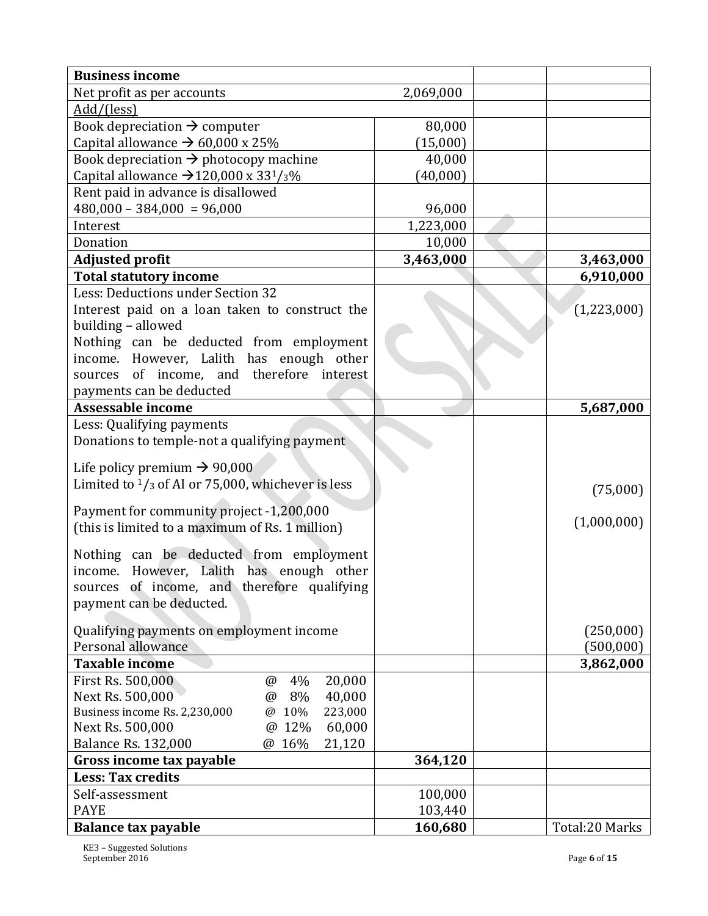| **Business income** | | | |
|---|---|---|---|
| Net profit as per accounts | 2,069,000 | | |
| Add/(less) | | | |
| Book depreciation → computer<br>Capital allowance → 60,000 x 25% | 80,000<br>(15,000) | | |
| Book depreciation → photocopy machine<br>Capital allowance → 120,000 x $33^{1}/_{3}$% | 40,000<br>(40,000) | | |
| Rent paid in advance is disallowed<br>480,000 – 384,000 = 96,000 | 96,000 | | |
| Interest | 1,223,000 | | |
| Donation | 10,000 | | |
| **Adjusted profit** | **3,463,000** | | **3,463,000** |
| **Total statutory income** | | | **6,910,000** |
| Less: Deductions under Section 32<br>Interest paid on a loan taken to construct the building – allowed<br>Nothing can be deducted from employment income. However, Lalith has enough other sources of income, and therefore interest payments can be deducted | | | (1,223,000) |
| **Assessable income** | | | **5,687,000** |
| Less: Qualifying payments<br>Donations to temple-not a qualifying payment<br><br>Life policy premium → 90,000<br>Limited to $^{1}/_{3}$ of AI or 75,000, whichever is less | | | (75,000) |
| Payment for community project -1,200,000<br>(this is limited to a maximum of Rs. 1 million) | | | (1,000,000) |
| Nothing can be deducted from employment income. However, Lalith has enough other sources of income, and therefore qualifying payment can be deducted.<br><br>Qualifying payments on employment income<br>Personal allowance | | | (250,000)<br>(500,000) |
| **Taxable income** | | | **3,862,000** |
| First Rs. 500,000 @ 4% 20,000<br>Next Rs. 500,000 @ 8% 40,000<br>Business income Rs. 2,230,000 @ 10% 223,000<br>Next Rs. 500,000 @ 12% 60,000<br>Balance Rs. 132,000 @ 16% 21,120 | | | |
| **Gross income tax payable** | **364,120** | | |
| **Less: Tax credits** | | | |
| Self-assessment<br>PAYE | 100,000<br>103,440 | | |
| **Balance tax payable** | **160,680** | | Total:20 Marks |

KE3 – Suggested Solutions
September 2016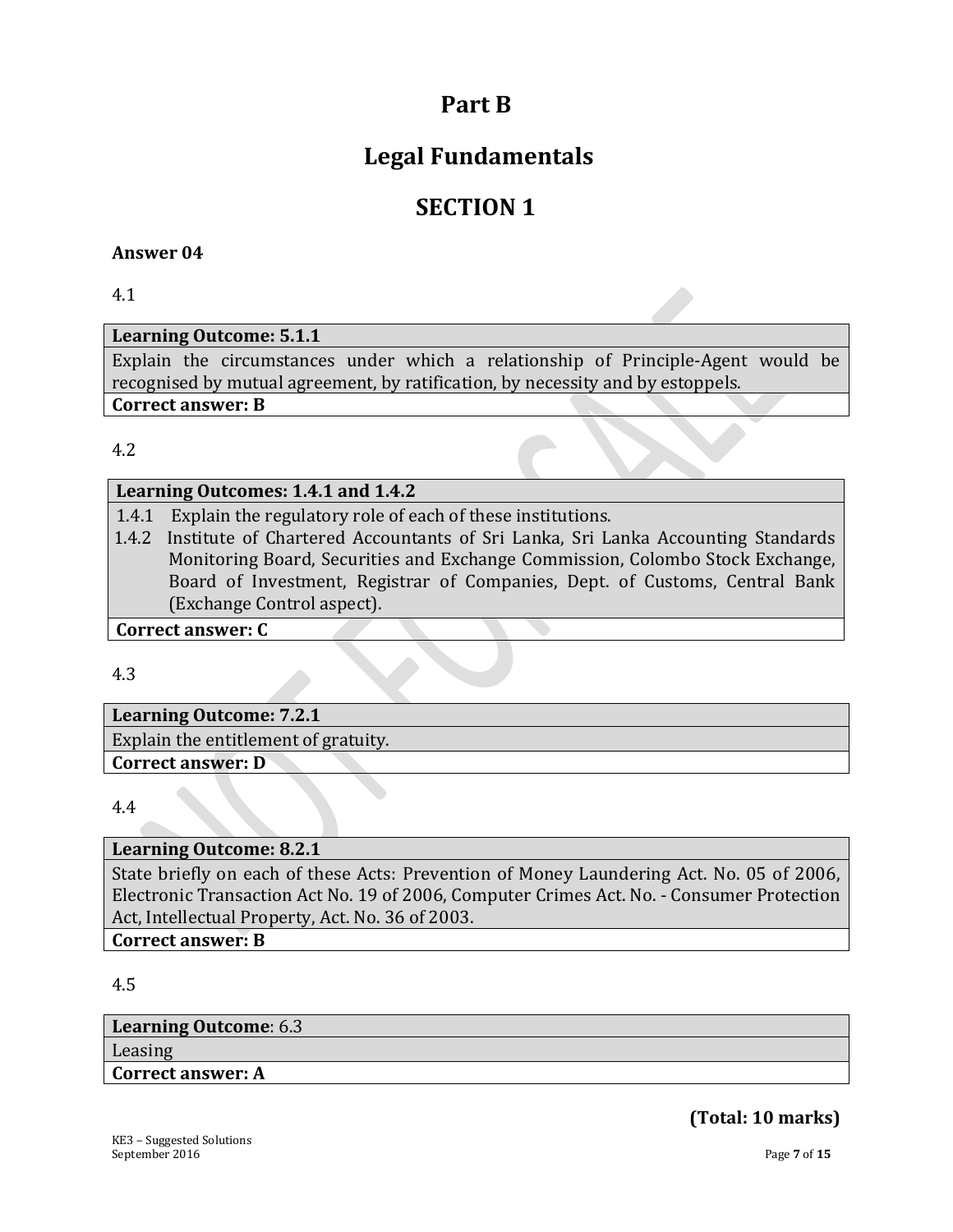# Part B

# Legal Fundamentals

## SECTION 1

**Answer 04**

4.1

| **Learning Outcome: 5.1.1** |
| --- |
| Explain the circumstances under which a relationship of Principle-Agent would be recognised by mutual agreement, by ratification, by necessity and by estoppels. |
| **Correct answer: B** |

4.2

| **Learning Outcomes: 1.4.1 and 1.4.2** |
| --- |
| 1.4.1 Explain the regulatory role of each of these institutions.<br>1.4.2 Institute of Chartered Accountants of Sri Lanka, Sri Lanka Accounting Standards Monitoring Board, Securities and Exchange Commission, Colombo Stock Exchange, Board of Investment, Registrar of Companies, Dept. of Customs, Central Bank (Exchange Control aspect). |
| **Correct answer: C** |

4.3

| **Learning Outcome: 7.2.1** |
| --- |
| Explain the entitlement of gratuity. |
| **Correct answer: D** |

4.4

| **Learning Outcome: 8.2.1** |
| --- |
| State briefly on each of these Acts: Prevention of Money Laundering Act. No. 05 of 2006, Electronic Transaction Act No. 19 of 2006, Computer Crimes Act. No. - Consumer Protection Act, Intellectual Property, Act. No. 36 of 2003. |
| **Correct answer: B** |

4.5

| **Learning Outcome**: 6.3 |
| --- |
| Leasing |
| **Correct answer: A** |

**(Total: 10 marks)**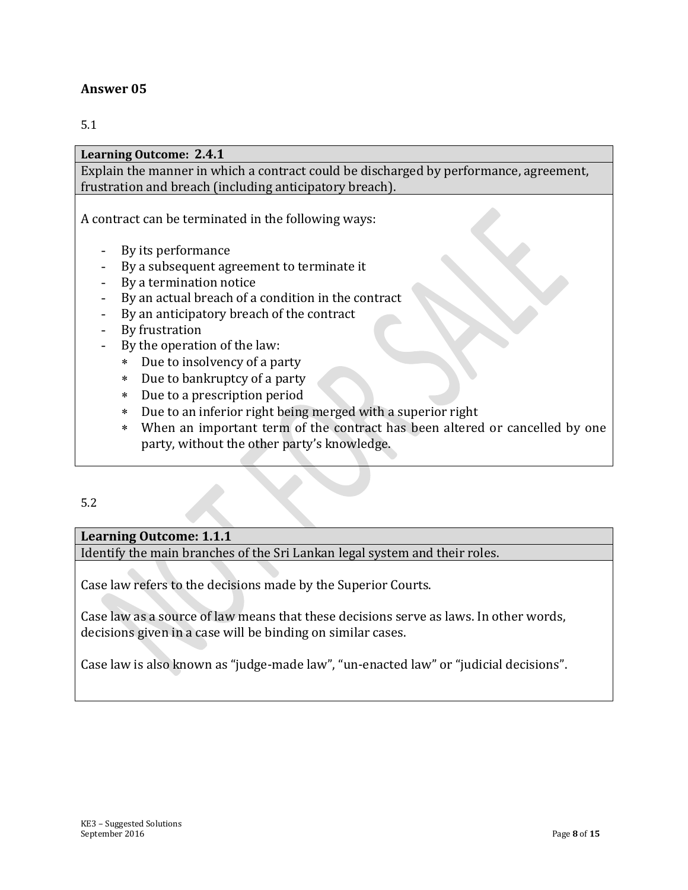## Answer 05

5.1

| **Learning Outcome: 2.4.1** |
|---|
| Explain the manner in which a contract could be discharged by performance, agreement, frustration and breach (including anticipatory breach). |

A contract can be terminated in the following ways:

- By its performance
- By a subsequent agreement to terminate it
- By a termination notice
- By an actual breach of a condition in the contract
- By an anticipatory breach of the contract
- By frustration
- By the operation of the law:
  - Due to insolvency of a party
  - Due to bankruptcy of a party
  - Due to a prescription period
  - Due to an inferior right being merged with a superior right
  - When an important term of the contract has been altered or cancelled by one party, without the other party's knowledge.

5.2

| **Learning Outcome: 1.1.1** |
|---|
| Identify the main branches of the Sri Lankan legal system and their roles. |

Case law refers to the decisions made by the Superior Courts.

Case law as a source of law means that these decisions serve as laws. In other words, decisions given in a case will be binding on similar cases.

Case law is also known as "judge-made law", "un-enacted law" or "judicial decisions".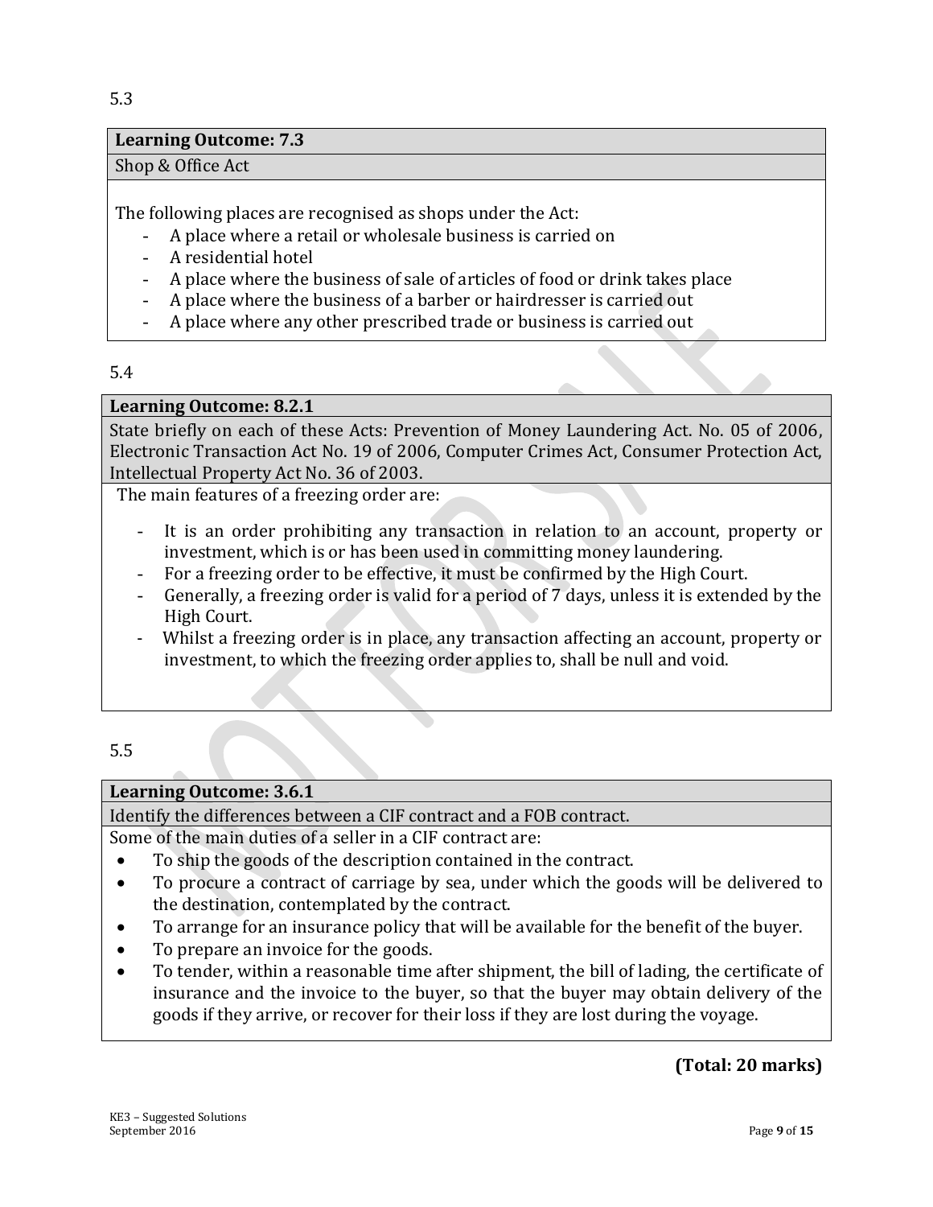5.3

**Learning Outcome: 7.3**

Shop & Office Act

The following places are recognised as shops under the Act:

- A place where a retail or wholesale business is carried on
- A residential hotel
- A place where the business of sale of articles of food or drink takes place
- A place where the business of a barber or hairdresser is carried out
- A place where any other prescribed trade or business is carried out

5.4

**Learning Outcome: 8.2.1**

State briefly on each of these Acts: Prevention of Money Laundering Act. No. 05 of 2006, Electronic Transaction Act No. 19 of 2006, Computer Crimes Act, Consumer Protection Act, Intellectual Property Act No. 36 of 2003.

The main features of a freezing order are:

- It is an order prohibiting any transaction in relation to an account, property or investment, which is or has been used in committing money laundering.
- For a freezing order to be effective, it must be confirmed by the High Court.
- Generally, a freezing order is valid for a period of 7 days, unless it is extended by the High Court.
- Whilst a freezing order is in place, any transaction affecting an account, property or investment, to which the freezing order applies to, shall be null and void.

5.5

**Learning Outcome: 3.6.1**

Identify the differences between a CIF contract and a FOB contract.

Some of the main duties of a seller in a CIF contract are:

- To ship the goods of the description contained in the contract.
- To procure a contract of carriage by sea, under which the goods will be delivered to the destination, contemplated by the contract.
- To arrange for an insurance policy that will be available for the benefit of the buyer.
- To prepare an invoice for the goods.
- To tender, within a reasonable time after shipment, the bill of lading, the certificate of insurance and the invoice to the buyer, so that the buyer may obtain delivery of the goods if they arrive, or recover for their loss if they are lost during the voyage.

**(Total: 20 marks)**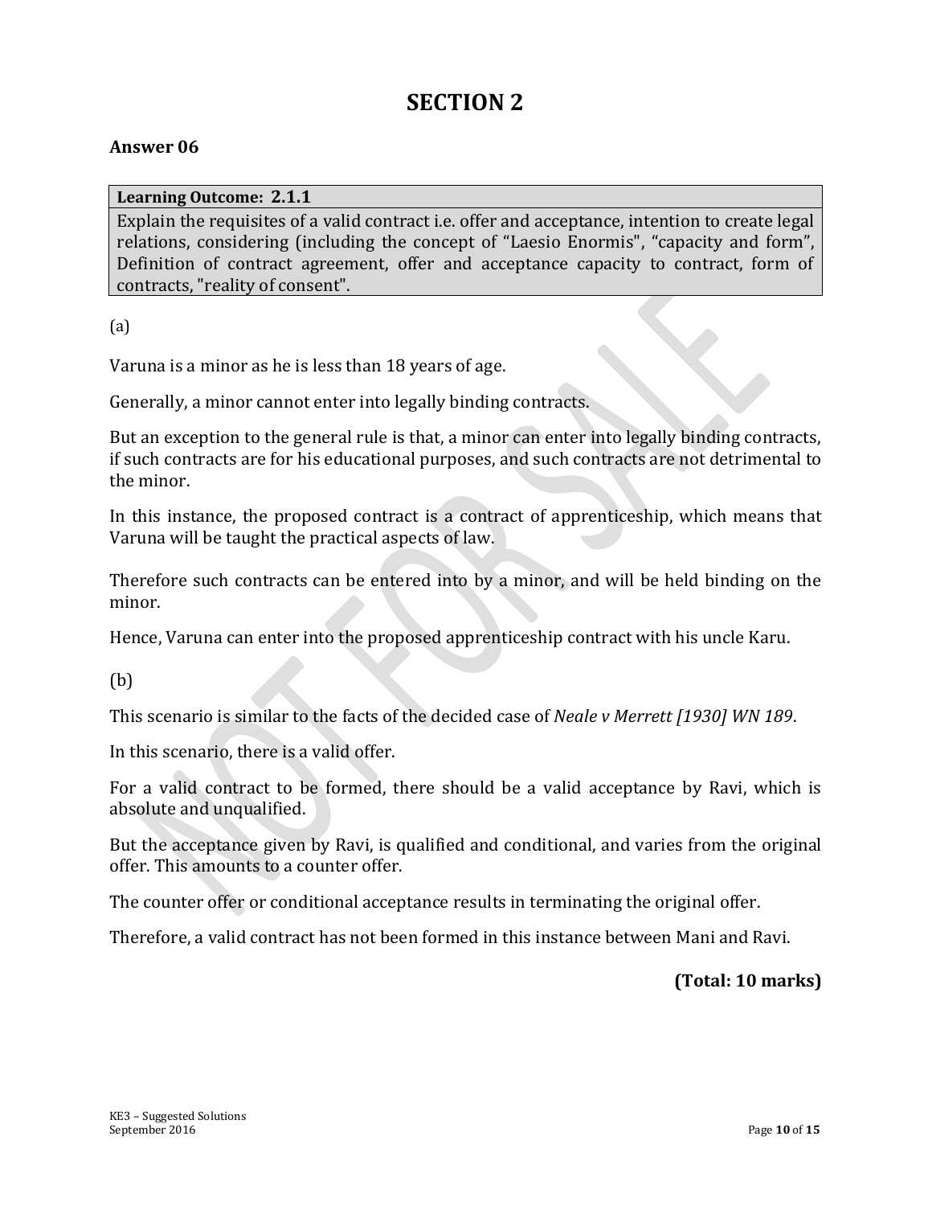# SECTION 2

## Answer 06

| Learning Outcome: 2.1.1 |
|---|
| Explain the requisites of a valid contract i.e. offer and acceptance, intention to create legal relations, considering (including the concept of "Laesio Enormis", "capacity and form", Definition of contract agreement, offer and acceptance capacity to contract, form of contracts, "reality of consent". |

(a)

Varuna is a minor as he is less than 18 years of age.

Generally, a minor cannot enter into legally binding contracts.

But an exception to the general rule is that, a minor can enter into legally binding contracts, if such contracts are for his educational purposes, and such contracts are not detrimental to the minor.

In this instance, the proposed contract is a contract of apprenticeship, which means that Varuna will be taught the practical aspects of law.

Therefore such contracts can be entered into by a minor, and will be held binding on the minor.

Hence, Varuna can enter into the proposed apprenticeship contract with his uncle Karu.

(b)

This scenario is similar to the facts of the decided case of *Neale v Merrett [1930] WN 189*.

In this scenario, there is a valid offer.

For a valid contract to be formed, there should be a valid acceptance by Ravi, which is absolute and unqualified.

But the acceptance given by Ravi, is qualified and conditional, and varies from the original offer. This amounts to a counter offer.

The counter offer or conditional acceptance results in terminating the original offer.

Therefore, a valid contract has not been formed in this instance between Mani and Ravi.

**(Total: 10 marks)**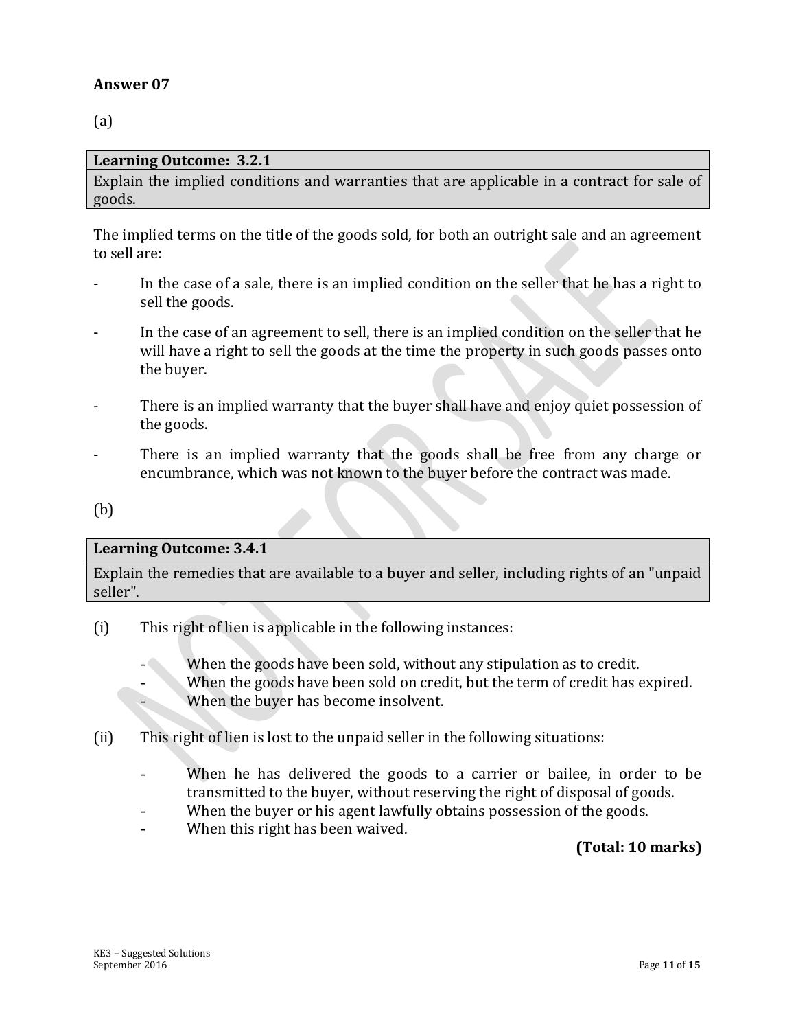## Answer 07

(a)

| **Learning Outcome: 3.2.1** |
| --- |
| Explain the implied conditions and warranties that are applicable in a contract for sale of goods. |

The implied terms on the title of the goods sold, for both an outright sale and an agreement to sell are:

- In the case of a sale, there is an implied condition on the seller that he has a right to sell the goods.
- In the case of an agreement to sell, there is an implied condition on the seller that he will have a right to sell the goods at the time the property in such goods passes onto the buyer.
- There is an implied warranty that the buyer shall have and enjoy quiet possession of the goods.
- There is an implied warranty that the goods shall be free from any charge or encumbrance, which was not known to the buyer before the contract was made.

(b)

| **Learning Outcome: 3.4.1** |
| --- |
| Explain the remedies that are available to a buyer and seller, including rights of an "unpaid seller". |

(i) This right of lien is applicable in the following instances:

- When the goods have been sold, without any stipulation as to credit.
- When the goods have been sold on credit, but the term of credit has expired.
- When the buyer has become insolvent.

(ii) This right of lien is lost to the unpaid seller in the following situations:

- When he has delivered the goods to a carrier or bailee, in order to be transmitted to the buyer, without reserving the right of disposal of goods.
- When the buyer or his agent lawfully obtains possession of the goods.
- When this right has been waived.

**(Total: 10 marks)**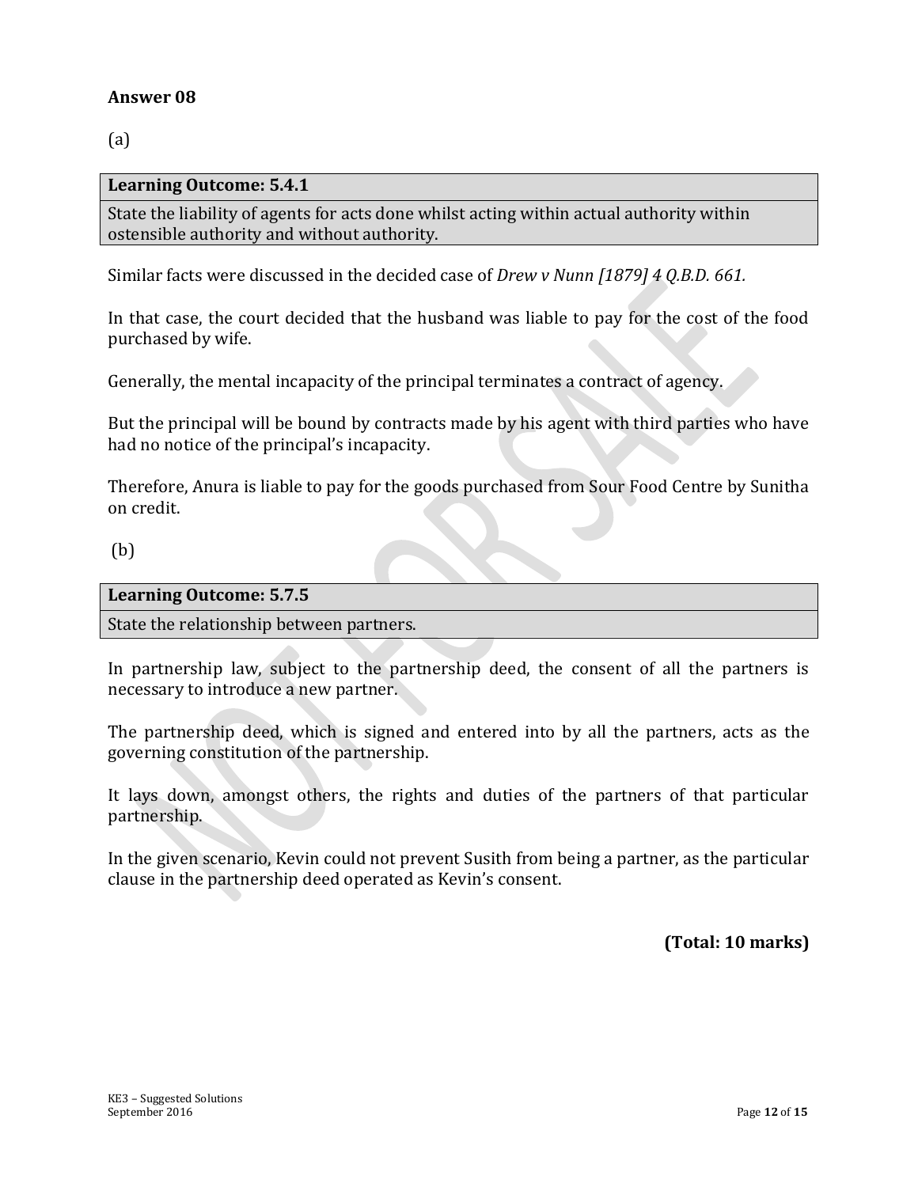## Answer 08

(a)

| Learning Outcome: 5.4.1 |
|---|
| State the liability of agents for acts done whilst acting within actual authority within ostensible authority and without authority. |

Similar facts were discussed in the decided case of *Drew v Nunn [1879] 4 Q.B.D. 661.*

In that case, the court decided that the husband was liable to pay for the cost of the food purchased by wife.

Generally, the mental incapacity of the principal terminates a contract of agency.

But the principal will be bound by contracts made by his agent with third parties who have had no notice of the principal's incapacity.

Therefore, Anura is liable to pay for the goods purchased from Sour Food Centre by Sunitha on credit.

(b)

| Learning Outcome: 5.7.5 |
|---|
| State the relationship between partners. |

In partnership law, subject to the partnership deed, the consent of all the partners is necessary to introduce a new partner.

The partnership deed, which is signed and entered into by all the partners, acts as the governing constitution of the partnership.

It lays down, amongst others, the rights and duties of the partners of that particular partnership.

In the given scenario, Kevin could not prevent Susith from being a partner, as the particular clause in the partnership deed operated as Kevin's consent.

**(Total: 10 marks)**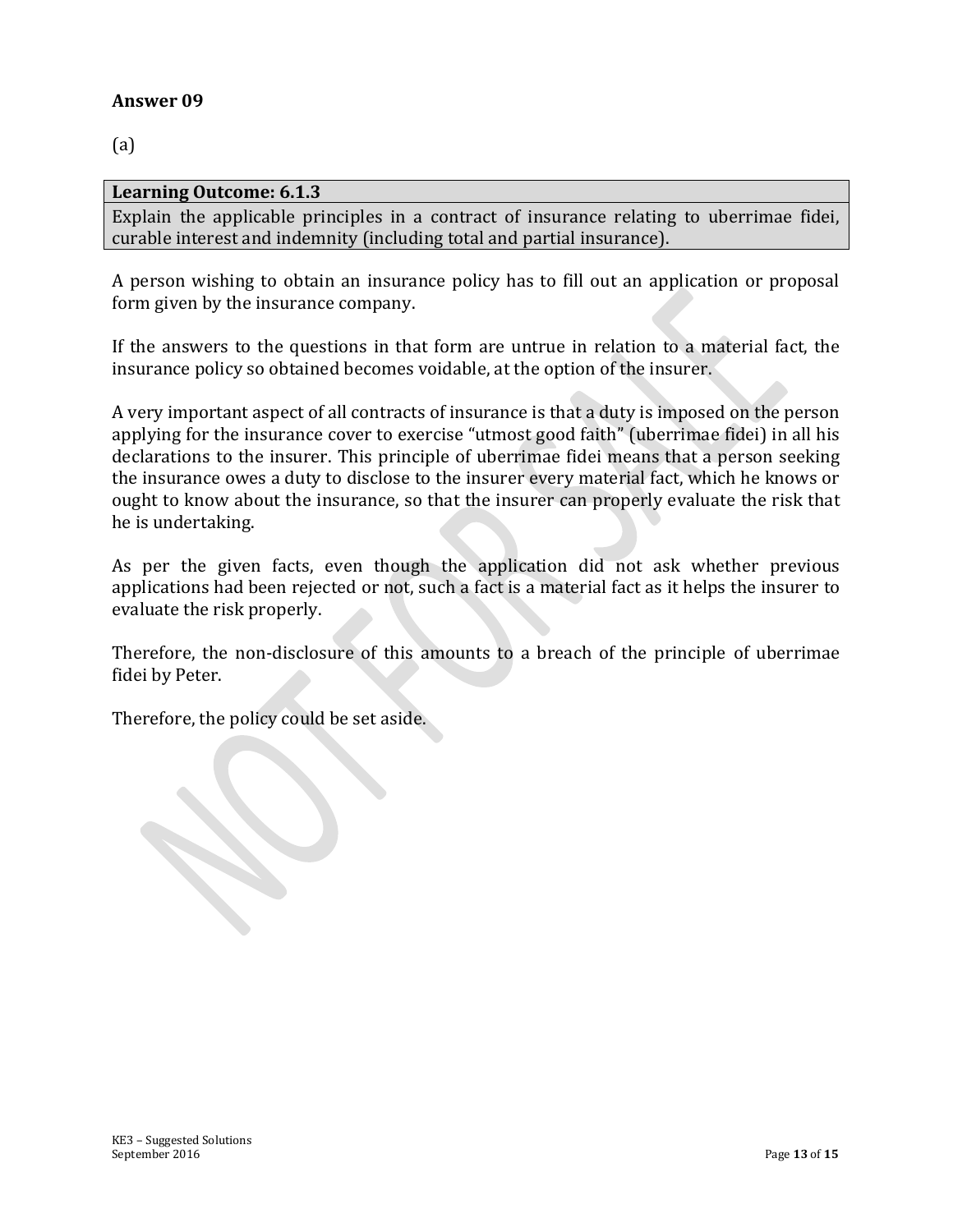**Answer 09**

(a)

| **Learning Outcome: 6.1.3** |
| --- |
| Explain the applicable principles in a contract of insurance relating to uberrimae fidei, curable interest and indemnity (including total and partial insurance). |

A person wishing to obtain an insurance policy has to fill out an application or proposal form given by the insurance company.

If the answers to the questions in that form are untrue in relation to a material fact, the insurance policy so obtained becomes voidable, at the option of the insurer.

A very important aspect of all contracts of insurance is that a duty is imposed on the person applying for the insurance cover to exercise "utmost good faith" (uberrimae fidei) in all his declarations to the insurer. This principle of uberrimae fidei means that a person seeking the insurance owes a duty to disclose to the insurer every material fact, which he knows or ought to know about the insurance, so that the insurer can properly evaluate the risk that he is undertaking.

As per the given facts, even though the application did not ask whether previous applications had been rejected or not, such a fact is a material fact as it helps the insurer to evaluate the risk properly.

Therefore, the non-disclosure of this amounts to a breach of the principle of uberrimae fidei by Peter.

Therefore, the policy could be set aside.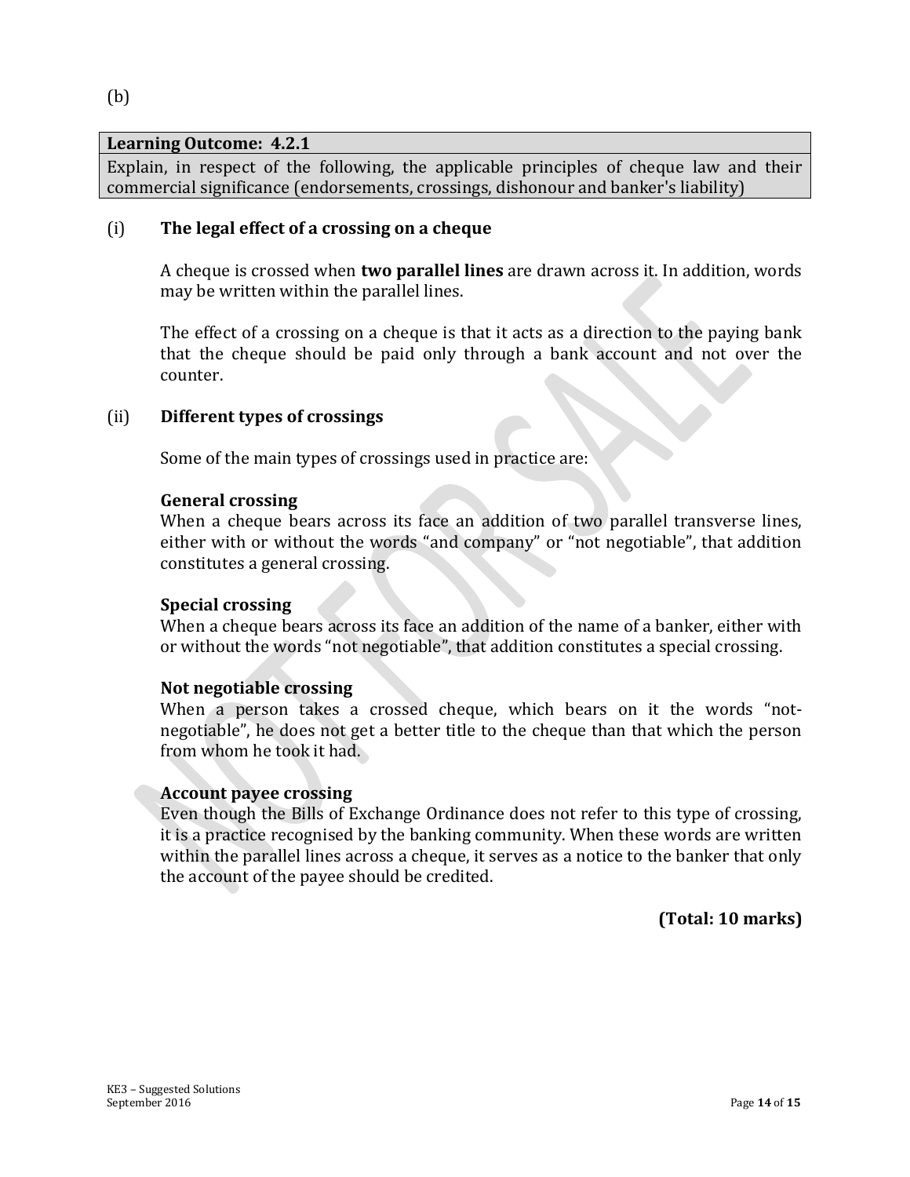(b)

| Learning Outcome: 4.2.1 |
| --- |
| Explain, in respect of the following, the applicable principles of cheque law and their commercial significance (endorsements, crossings, dishonour and banker's liability) |

(i) **The legal effect of a crossing on a cheque**

A cheque is crossed when **two parallel lines** are drawn across it. In addition, words may be written within the parallel lines.

The effect of a crossing on a cheque is that it acts as a direction to the paying bank that the cheque should be paid only through a bank account and not over the counter.

(ii) **Different types of crossings**

Some of the main types of crossings used in practice are:

**General crossing**
When a cheque bears across its face an addition of two parallel transverse lines, either with or without the words "and company" or "not negotiable", that addition constitutes a general crossing.

**Special crossing**
When a cheque bears across its face an addition of the name of a banker, either with or without the words "not negotiable", that addition constitutes a special crossing.

**Not negotiable crossing**
When a person takes a crossed cheque, which bears on it the words "not-negotiable", he does not get a better title to the cheque than that which the person from whom he took it had.

**Account payee crossing**
Even though the Bills of Exchange Ordinance does not refer to this type of crossing, it is a practice recognised by the banking community. When these words are written within the parallel lines across a cheque, it serves as a notice to the banker that only the account of the payee should be credited.

**(Total: 10 marks)**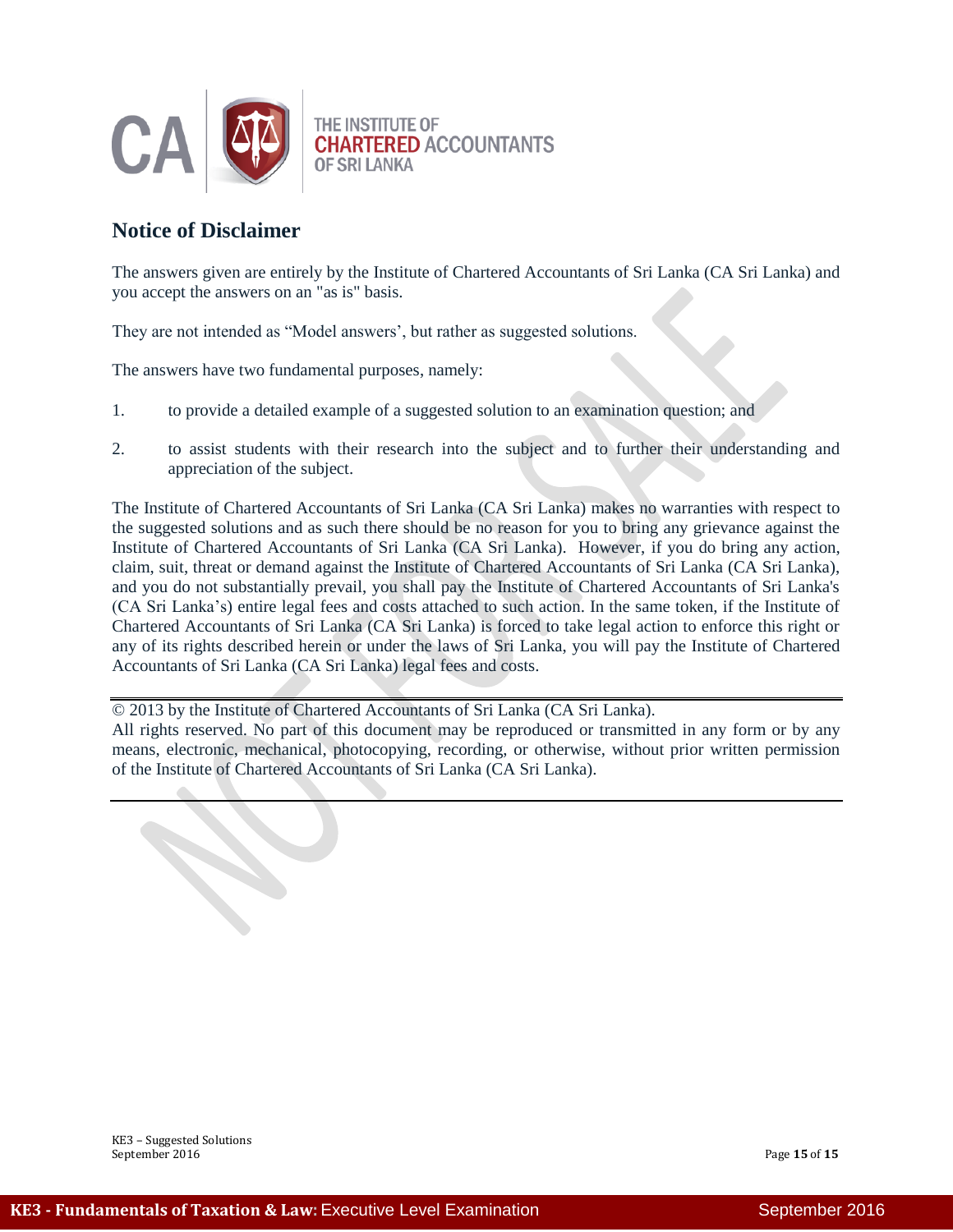THE INSTITUTE OF CHARTERED ACCOUNTANTS OF SRI LANKA

## Notice of Disclaimer

The answers given are entirely by the Institute of Chartered Accountants of Sri Lanka (CA Sri Lanka) and you accept the answers on an "as is" basis.

They are not intended as "Model answers', but rather as suggested solutions.

The answers have two fundamental purposes, namely:

1. to provide a detailed example of a suggested solution to an examination question; and

2. to assist students with their research into the subject and to further their understanding and appreciation of the subject.

The Institute of Chartered Accountants of Sri Lanka (CA Sri Lanka) makes no warranties with respect to the suggested solutions and as such there should be no reason for you to bring any grievance against the Institute of Chartered Accountants of Sri Lanka (CA Sri Lanka). However, if you do bring any action, claim, suit, threat or demand against the Institute of Chartered Accountants of Sri Lanka (CA Sri Lanka), and you do not substantially prevail, you shall pay the Institute of Chartered Accountants of Sri Lanka's (CA Sri Lanka's) entire legal fees and costs attached to such action. In the same token, if the Institute of Chartered Accountants of Sri Lanka (CA Sri Lanka) is forced to take legal action to enforce this right or any of its rights described herein or under the laws of Sri Lanka, you will pay the Institute of Chartered Accountants of Sri Lanka (CA Sri Lanka) legal fees and costs.

---

© 2013 by the Institute of Chartered Accountants of Sri Lanka (CA Sri Lanka).
All rights reserved. No part of this document may be reproduced or transmitted in any form or by any means, electronic, mechanical, photocopying, recording, or otherwise, without prior written permission of the Institute of Chartered Accountants of Sri Lanka (CA Sri Lanka).

---